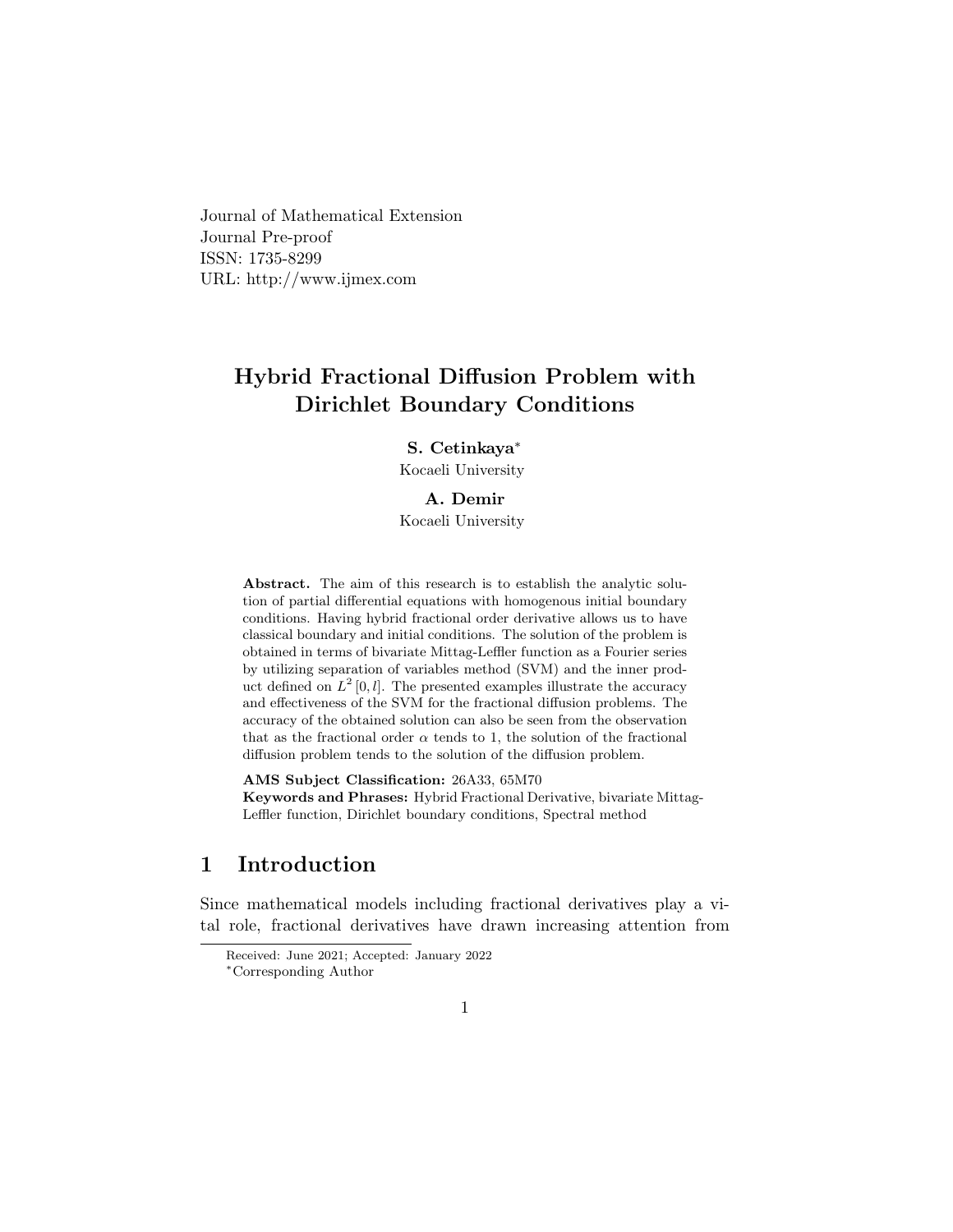Journal of Mathematical Extension
Journal Pre-proof
ISSN: 1735-8299
URL: http://www.ijmex.com

# Hybrid Fractional Diffusion Problem with Dirichlet Boundary Conditions

**S. Cetinkaya***
Kocaeli University

**A. Demir**
Kocaeli University

**Abstract.** The aim of this research is to establish the analytic solution of partial differential equations with homogenous initial boundary conditions. Having hybrid fractional order derivative allows us to have classical boundary and initial conditions. The solution of the problem is obtained in terms of bivariate Mittag-Leffler function as a Fourier series by utilizing separation of variables method (SVM) and the inner product defined on $L^2[0, l]$. The presented examples illustrate the accuracy and effectiveness of the SVM for the fractional diffusion problems. The accuracy of the obtained solution can also be seen from the observation that as the fractional order $\alpha$ tends to 1, the solution of the fractional diffusion problem tends to the solution of the diffusion problem.

**AMS Subject Classification:** 26A33, 65M70
**Keywords and Phrases:** Hybrid Fractional Derivative, bivariate Mittag-Leffler function, Dirichlet boundary conditions, Spectral method

## 1 Introduction

Since mathematical models including fractional derivatives play a vital role, fractional derivatives have drawn increasing attention from

Received: June 2021; Accepted: January 2022
*Corresponding Author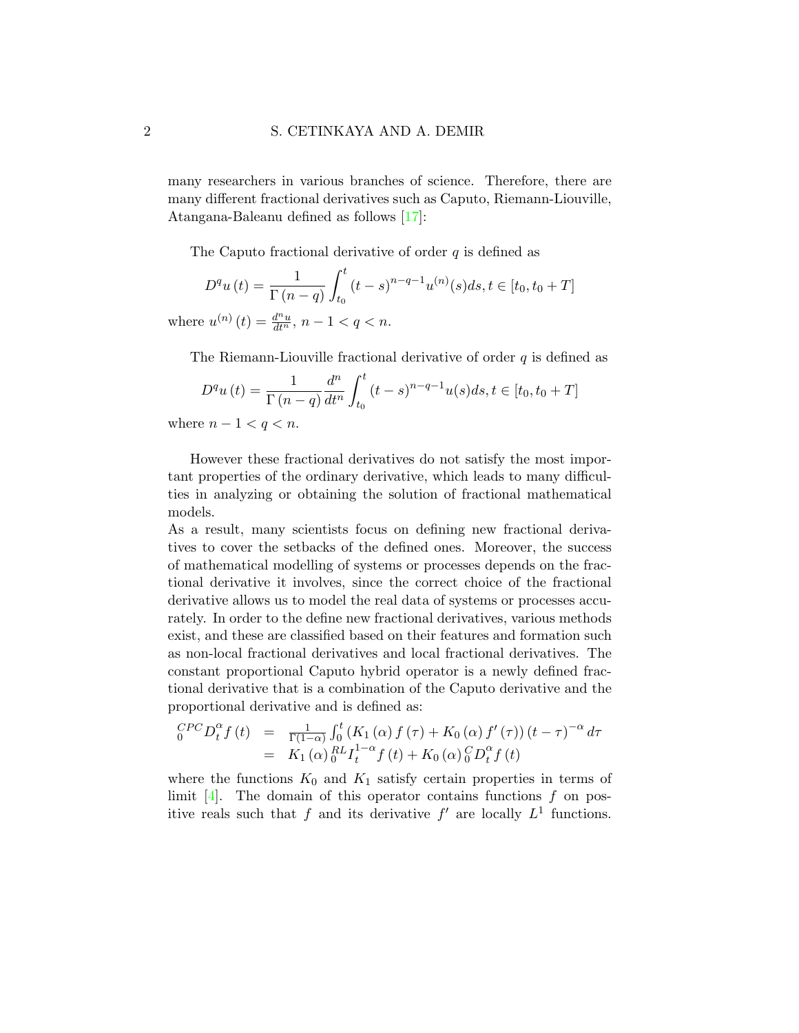many researchers in various branches of science. Therefore, there are many different fractional derivatives such as Caputo, Riemann-Liouville, Atangana-Baleanu defined as follows [17]:

The Caputo fractional derivative of order $q$ is defined as

$$D^q u(t) = \frac{1}{\Gamma(n-q)} \int_{t_0}^{t} (t-s)^{n-q-1} u^{(n)}(s) ds, t \in [t_0, t_0 + T]$$

where $u^{(n)}(t) = \frac{d^n u}{dt^n}$, $n-1 < q < n$.

The Riemann-Liouville fractional derivative of order $q$ is defined as

$$D^q u(t) = \frac{1}{\Gamma(n-q)} \frac{d^n}{dt^n} \int_{t_0}^{t} (t-s)^{n-q-1} u(s) ds, t \in [t_0, t_0 + T]$$

where $n-1 < q < n$.

However these fractional derivatives do not satisfy the most important properties of the ordinary derivative, which leads to many difficulties in analyzing or obtaining the solution of fractional mathematical models.

As a result, many scientists focus on defining new fractional derivatives to cover the setbacks of the defined ones. Moreover, the success of mathematical modelling of systems or processes depends on the fractional derivative it involves, since the correct choice of the fractional derivative allows us to model the real data of systems or processes accurately. In order to the define new fractional derivatives, various methods exist, and these are classified based on their features and formation such as non-local fractional derivatives and local fractional derivatives. The constant proportional Caputo hybrid operator is a newly defined fractional derivative that is a combination of the Caputo derivative and the proportional derivative and is defined as:

$$\begin{aligned} {}_0^{CPC}D_t^{\alpha} f(t) &= \frac{1}{\Gamma(1-\alpha)} \int_0^t \left(K_1(\alpha) f(\tau) + K_0(\alpha) f'(\tau)\right) (t-\tau)^{-\alpha} d\tau \\ &= K_1(\alpha) {}_0^{RL}I_t^{1-\alpha} f(t) + K_0(\alpha) {}_0^{C}D_t^{\alpha} f(t) \end{aligned}$$

where the functions $K_0$ and $K_1$ satisfy certain properties in terms of limit [4]. The domain of this operator contains functions $f$ on positive reals such that $f$ and its derivative $f'$ are locally $L^1$ functions.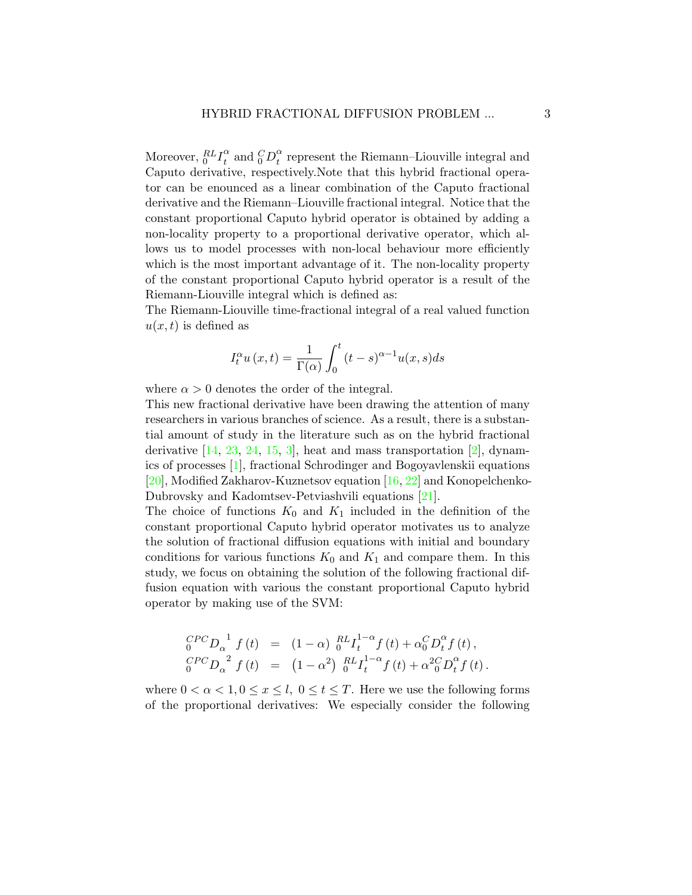Moreover, ${}_{0}^{RL}I_{t}^{\alpha}$ and ${}_{0}^{C}D_{t}^{\alpha}$ represent the Riemann–Liouville integral and Caputo derivative, respectively.Note that this hybrid fractional operator can be enounced as a linear combination of the Caputo fractional derivative and the Riemann–Liouville fractional integral. Notice that the constant proportional Caputo hybrid operator is obtained by adding a non-locality property to a proportional derivative operator, which allows us to model processes with non-local behaviour more efficiently which is the most important advantage of it. The non-locality property of the constant proportional Caputo hybrid operator is a result of the Riemann-Liouville integral which is defined as:

The Riemann-Liouville time-fractional integral of a real valued function $u(x,t)$ is defined as

$$I_{t}^{\alpha}u\left(x,t\right)=\frac{1}{\Gamma(\alpha)}\int_{0}^{t}\left(t-s\right)^{\alpha-1}u(x,s)ds$$

where $\alpha>0$ denotes the order of the integral.

This new fractional derivative have been drawing the attention of many researchers in various branches of science. As a result, there is a substantial amount of study in the literature such as on the hybrid fractional derivative [14, 23, 24, 15, 3], heat and mass transportation [2], dynamics of processes [1], fractional Schrodinger and Bogoyavlenskii equations [20], Modified Zakharov-Kuznetsov equation [16, 22] and Konopelchenko-Dubrovsky and Kadomtsev-Petviashvili equations [21].

The choice of functions $K_0$ and $K_1$ included in the definition of the constant proportional Caputo hybrid operator motivates us to analyze the solution of fractional diffusion equations with initial and boundary conditions for various functions $K_0$ and $K_1$ and compare them. In this study, we focus on obtaining the solution of the following fractional diffusion equation with various the constant proportional Caputo hybrid operator by making use of the SVM:

$$\begin{aligned}
{}_{0}^{CPC}D_{\alpha}^{\;1}\, f\left(t\right) &= \left(1-\alpha\right)\,{}_{0}^{RL}I_{t}^{1-\alpha}f\left(t\right)+\alpha{}_{0}^{C}D_{t}^{\alpha}f\left(t\right),\\
{}_{0}^{CPC}D_{\alpha}^{\;2}\, f\left(t\right) &= \left(1-\alpha^{2}\right)\,{}_{0}^{RL}I_{t}^{1-\alpha}f\left(t\right)+\alpha^{2}{}_{0}^{C}D_{t}^{\alpha}f\left(t\right).
\end{aligned}$$

where $0<\alpha<1, 0\leq x\leq l,\ 0\leq t\leq T$. Here we use the following forms of the proportional derivatives: We especially consider the following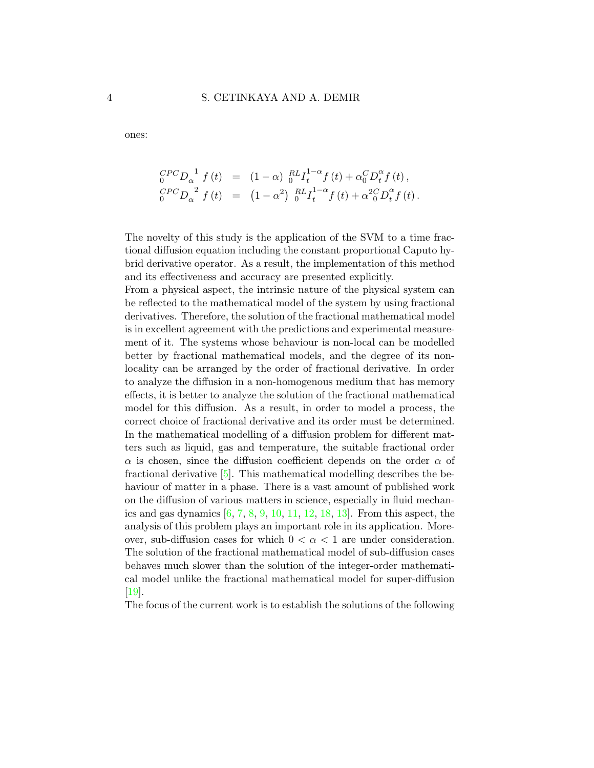ones:

$$
\begin{aligned}
{}_{0}^{CPC}D_{\alpha}^{\ 1}\ f\left(t\right) &= \left(1-\alpha\right)\ {}_{0}^{RL}I_{t}^{1-\alpha}f\left(t\right)+\alpha{}_{0}^{C}D_{t}^{\alpha}f\left(t\right), \\
{}_{0}^{CPC}D_{\alpha}^{\ 2}\ f\left(t\right) &= \left(1-\alpha^{2}\right)\ {}_{0}^{RL}I_{t}^{1-\alpha}f\left(t\right)+\alpha^{2}{}_{0}^{C}D_{t}^{\alpha}f\left(t\right).
\end{aligned}
$$

The novelty of this study is the application of the SVM to a time fractional diffusion equation including the constant proportional Caputo hybrid derivative operator. As a result, the implementation of this method and its effectiveness and accuracy are presented explicitly.

From a physical aspect, the intrinsic nature of the physical system can be reflected to the mathematical model of the system by using fractional derivatives. Therefore, the solution of the fractional mathematical model is in excellent agreement with the predictions and experimental measurement of it. The systems whose behaviour is non-local can be modelled better by fractional mathematical models, and the degree of its non-locality can be arranged by the order of fractional derivative. In order to analyze the diffusion in a non-homogenous medium that has memory effects, it is better to analyze the solution of the fractional mathematical model for this diffusion. As a result, in order to model a process, the correct choice of fractional derivative and its order must be determined. In the mathematical modelling of a diffusion problem for different matters such as liquid, gas and temperature, the suitable fractional order $\alpha$ is chosen, since the diffusion coefficient depends on the order $\alpha$ of fractional derivative [5]. This mathematical modelling describes the behaviour of matter in a phase. There is a vast amount of published work on the diffusion of various matters in science, especially in fluid mechanics and gas dynamics [6, 7, 8, 9, 10, 11, 12, 18, 13]. From this aspect, the analysis of this problem plays an important role in its application. Moreover, sub-diffusion cases for which $0 < \alpha < 1$ are under consideration. The solution of the fractional mathematical model of sub-diffusion cases behaves much slower than the solution of the integer-order mathematical model unlike the fractional mathematical model for super-diffusion [19].

The focus of the current work is to establish the solutions of the following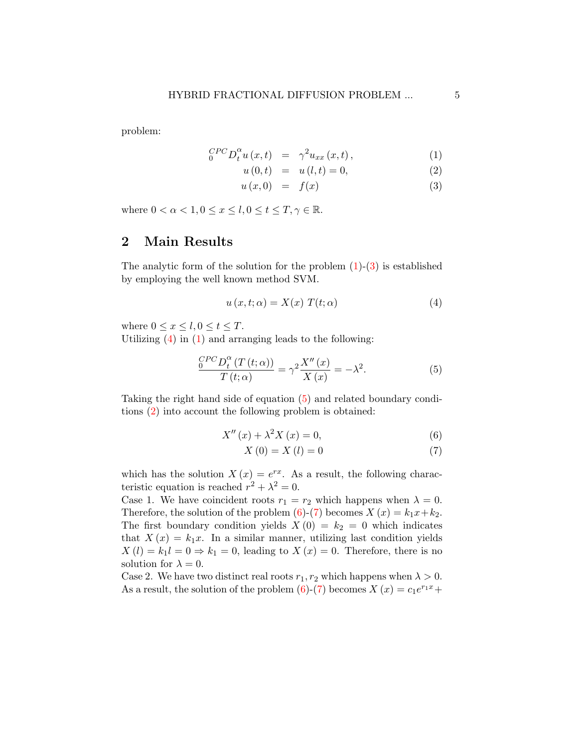problem:

$$
\begin{aligned}
{}_{0}^{CPC}D_{t}^{\alpha} u(x,t) &= \gamma^{2} u_{xx}(x,t), &(1)\\
u(0,t) &= u(l,t) = 0, &(2)\\
u(x,0) &= f(x) &(3)
\end{aligned}
$$

where $0 < \alpha < 1, 0 \leq x \leq l, 0 \leq t \leq T, \gamma \in \mathbb{R}$.

## 2 Main Results

The analytic form of the solution for the problem (1)-(3) is established by employing the well known method SVM.

$$
u(x,t;\alpha) = X(x)\; T(t;\alpha) \tag{4}
$$

where $0 \leq x \leq l, 0 \leq t \leq T$.
Utilizing (4) in (1) and arranging leads to the following:

$$
\frac{{}_{0}^{CPC}D_{t}^{\alpha}\left(T(t;\alpha)\right)}{T(t;\alpha)} = \gamma^{2}\frac{X''(x)}{X(x)} = -\lambda^{2}. \tag{5}
$$

Taking the right hand side of equation (5) and related boundary conditions (2) into account the following problem is obtained:

$$
X''(x) + \lambda^{2} X(x) = 0, \tag{6}
$$

$$
X(0) = X(l) = 0 \tag{7}
$$

which has the solution $X(x) = e^{rx}$. As a result, the following characteristic equation is reached $r^{2} + \lambda^{2} = 0$.
Case 1. We have coincident roots $r_1 = r_2$ which happens when $\lambda = 0$. Therefore, the solution of the problem (6)-(7) becomes $X(x) = k_1 x + k_2$. The first boundary condition yields $X(0) = k_2 = 0$ which indicates that $X(x) = k_1 x$. In a similar manner, utilizing last condition yields $X(l) = k_1 l = 0 \Rightarrow k_1 = 0$, leading to $X(x) = 0$. Therefore, there is no solution for $\lambda = 0$.
Case 2. We have two distinct real roots $r_1, r_2$ which happens when $\lambda > 0$. As a result, the solution of the problem (6)-(7) becomes $X(x) = c_1 e^{r_1 x} +$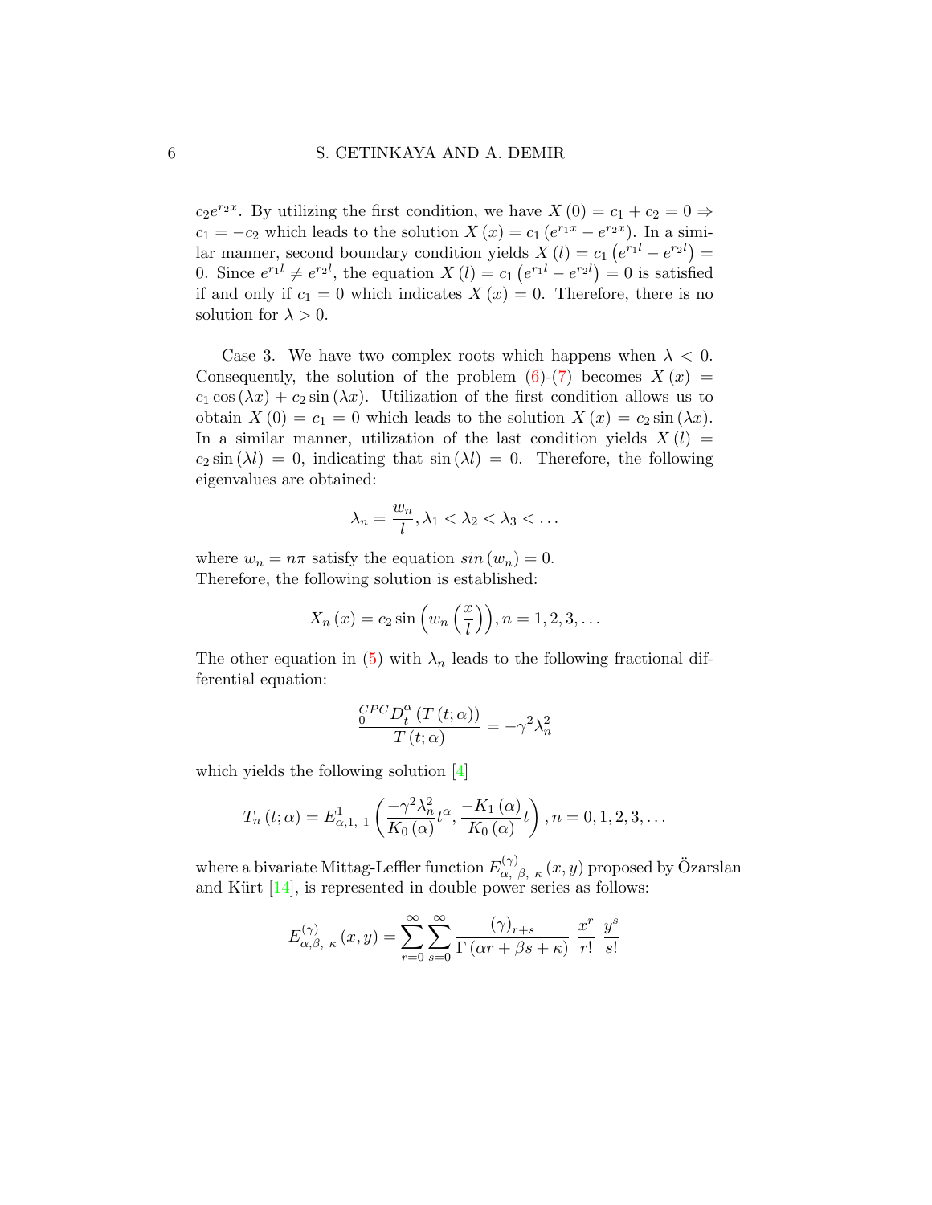$c_2 e^{r_2 x}$. By utilizing the first condition, we have $X(0) = c_1 + c_2 = 0 \Rightarrow c_1 = -c_2$ which leads to the solution $X(x) = c_1 \left(e^{r_1 x} - e^{r_2 x}\right)$. In a similar manner, second boundary condition yields $X(l) = c_1 \left(e^{r_1 l} - e^{r_2 l}\right) = 0$. Since $e^{r_1 l} \neq e^{r_2 l}$, the equation $X(l) = c_1 \left(e^{r_1 l} - e^{r_2 l}\right) = 0$ is satisfied if and only if $c_1 = 0$ which indicates $X(x) = 0$. Therefore, there is no solution for $\lambda > 0$.

Case 3. We have two complex roots which happens when $\lambda < 0$. Consequently, the solution of the problem (6)-(7) becomes $X(x) = c_1 \cos(\lambda x) + c_2 \sin(\lambda x)$. Utilization of the first condition allows us to obtain $X(0) = c_1 = 0$ which leads to the solution $X(x) = c_2 \sin(\lambda x)$. In a similar manner, utilization of the last condition yields $X(l) = c_2 \sin(\lambda l) = 0$, indicating that $\sin(\lambda l) = 0$. Therefore, the following eigenvalues are obtained:

$$\lambda_n = \frac{w_n}{l}, \lambda_1 < \lambda_2 < \lambda_3 < \dots$$

where $w_n = n\pi$ satisfy the equation $sin(w_n) = 0$.
Therefore, the following solution is established:

$$X_n(x) = c_2 \sin\left(w_n \left(\frac{x}{l}\right)\right), n = 1, 2, 3, \dots$$

The other equation in (5) with $\lambda_n$ leads to the following fractional differential equation:

$$\frac{{}_{0}^{CPC}D_t^{\alpha}\left(T(t;\alpha)\right)}{T(t;\alpha)} = -\gamma^2 \lambda_n^2$$

which yields the following solution [4]

$$T_n(t;\alpha) = E_{\alpha,1,\ 1}^{1}\left(\frac{-\gamma^2 \lambda_n^2}{K_0(\alpha)} t^{\alpha}, \frac{-K_1(\alpha)}{K_0(\alpha)} t\right), n = 0, 1, 2, 3, \dots$$

where a bivariate Mittag-Leffler function $E_{\alpha,\ \beta,\ \kappa}^{(\gamma)}(x, y)$ proposed by Özarslan and Kürt [14], is represented in double power series as follows:

$$E_{\alpha,\beta,\ \kappa}^{(\gamma)}(x, y) = \sum_{r=0}^{\infty} \sum_{s=0}^{\infty} \frac{(\gamma)_{r+s}}{\Gamma(\alpha r + \beta s + \kappa)} \ \frac{x^r}{r!} \ \frac{y^s}{s!}$$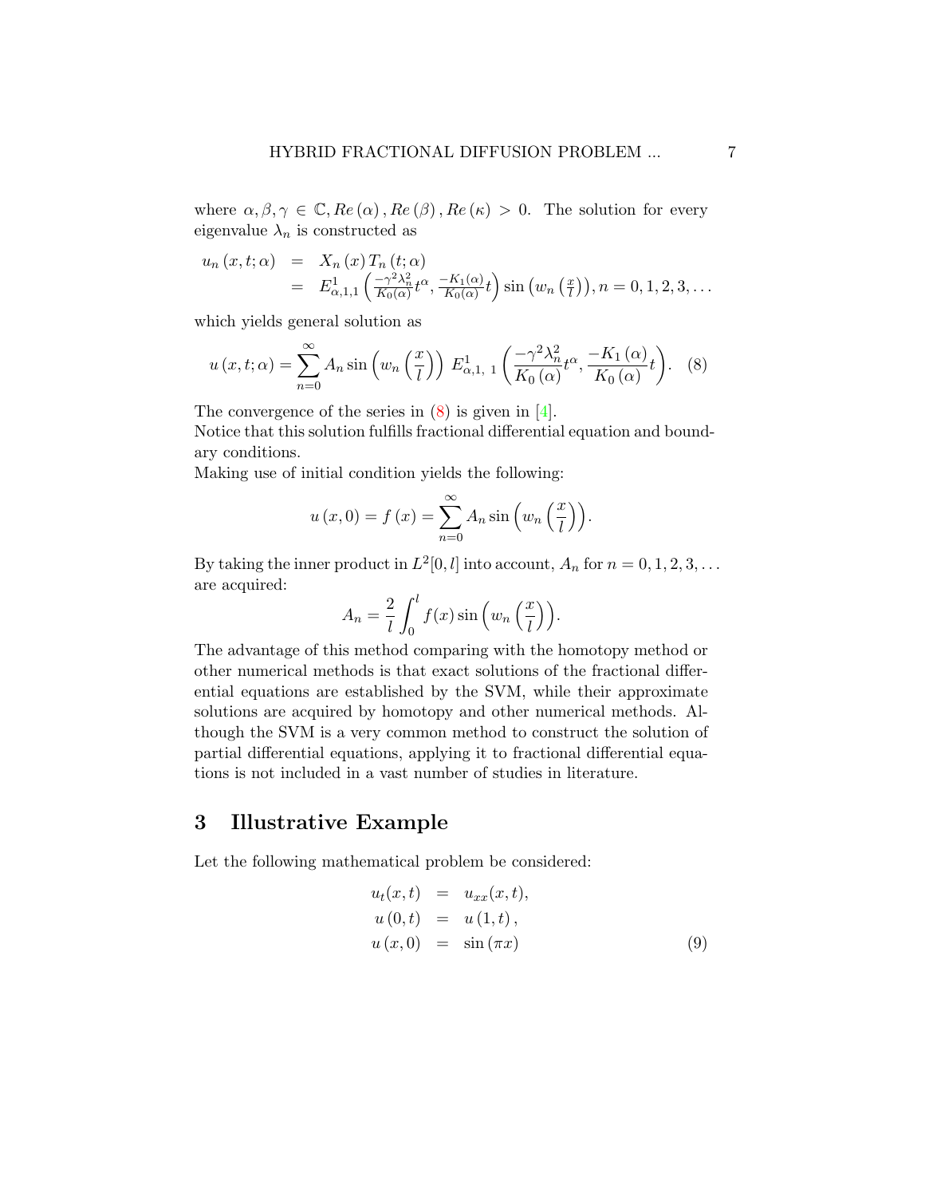where $\alpha, \beta, \gamma \in \mathbb{C}, Re(\alpha), Re(\beta), Re(\kappa) > 0$. The solution for every eigenvalue $\lambda_n$ is constructed as

$$
\begin{aligned}
u_n(x,t;\alpha) &= X_n(x) T_n(t;\alpha) \\
&= E^1_{\alpha,1,1}\left(\tfrac{-\gamma^2\lambda_n^2}{K_0(\alpha)}t^\alpha, \tfrac{-K_1(\alpha)}{K_0(\alpha)}t\right)\sin\left(w_n\left(\tfrac{x}{l}\right)\right), n = 0,1,2,3,\ldots
\end{aligned}
$$

which yields general solution as

$$
u(x,t;\alpha) = \sum_{n=0}^{\infty} A_n \sin\left(w_n\left(\frac{x}{l}\right)\right) E^1_{\alpha,1,\ 1}\left(\frac{-\gamma^2\lambda_n^2}{K_0(\alpha)}t^\alpha, \frac{-K_1(\alpha)}{K_0(\alpha)}t\right). \quad (8)
$$

The convergence of the series in (8) is given in [4].
Notice that this solution fulfills fractional differential equation and boundary conditions.
Making use of initial condition yields the following:

$$
u(x,0) = f(x) = \sum_{n=0}^{\infty} A_n \sin\left(w_n\left(\frac{x}{l}\right)\right).
$$

By taking the inner product in $L^2[0,l]$ into account, $A_n$ for $n = 0,1,2,3,\ldots$ are acquired:

$$
A_n = \frac{2}{l}\int_0^l f(x)\sin\left(w_n\left(\frac{x}{l}\right)\right).
$$

The advantage of this method comparing with the homotopy method or other numerical methods is that exact solutions of the fractional differential equations are established by the SVM, while their approximate solutions are acquired by homotopy and other numerical methods. Although the SVM is a very common method to construct the solution of partial differential equations, applying it to fractional differential equations is not included in a vast number of studies in literature.

## 3 Illustrative Example

Let the following mathematical problem be considered:

$$
\begin{aligned}
u_t(x,t) &= u_{xx}(x,t), \\
u(0,t) &= u(1,t), \\
u(x,0) &= \sin(\pi x)
\end{aligned} \quad (9)
$$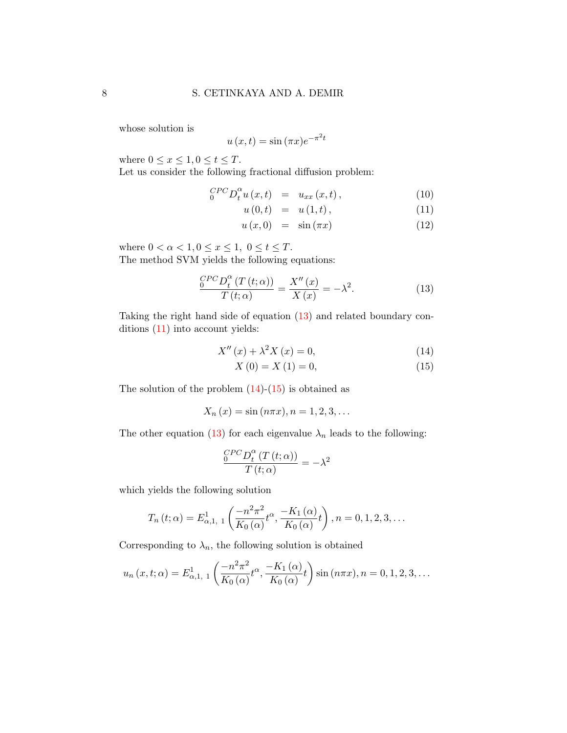whose solution is

$$u(x,t) = \sin(\pi x) e^{-\pi^2 t}$$

where $0 \leq x \leq 1, 0 \leq t \leq T$.

Let us consider the following fractional diffusion problem:

$$
\begin{aligned}
{}_0^{CPC}D_t^{\alpha} u(x,t) &= u_{xx}(x,t), \quad (10)\\
u(0,t) &= u(1,t), \quad (11)\\
u(x,0) &= \sin(\pi x) \quad (12)
\end{aligned}
$$

where $0 < \alpha < 1, 0 \leq x \leq 1,\ 0 \leq t \leq T$.

The method SVM yields the following equations:

$$\frac{{}_0^{CPC}D_t^{\alpha}(T(t;\alpha))}{T(t;\alpha)} = \frac{X''(x)}{X(x)} = -\lambda^2. \quad (13)$$

Taking the right hand side of equation (13) and related boundary conditions (11) into account yields:

$$
\begin{aligned}
X''(x) + \lambda^2 X(x) = 0, \quad (14)\\
X(0) = X(1) = 0, \quad (15)
\end{aligned}
$$

The solution of the problem (14)-(15) is obtained as

$$X_n(x) = \sin(n\pi x), n = 1, 2, 3, \ldots$$

The other equation (13) for each eigenvalue $\lambda_n$ leads to the following:

$$\frac{{}_0^{CPC}D_t^{\alpha}(T(t;\alpha))}{T(t;\alpha)} = -\lambda^2$$

which yields the following solution

$$T_n(t;\alpha) = E^1_{\alpha,1,\ 1}\left(\frac{-n^2\pi^2}{K_0(\alpha)}t^{\alpha}, \frac{-K_1(\alpha)}{K_0(\alpha)}t\right), n = 0, 1, 2, 3, \ldots$$

Corresponding to $\lambda_n$, the following solution is obtained

$$u_n(x,t;\alpha) = E^1_{\alpha,1,\ 1}\left(\frac{-n^2\pi^2}{K_0(\alpha)}t^{\alpha}, \frac{-K_1(\alpha)}{K_0(\alpha)}t\right)\sin(n\pi x), n = 0, 1, 2, 3, \ldots$$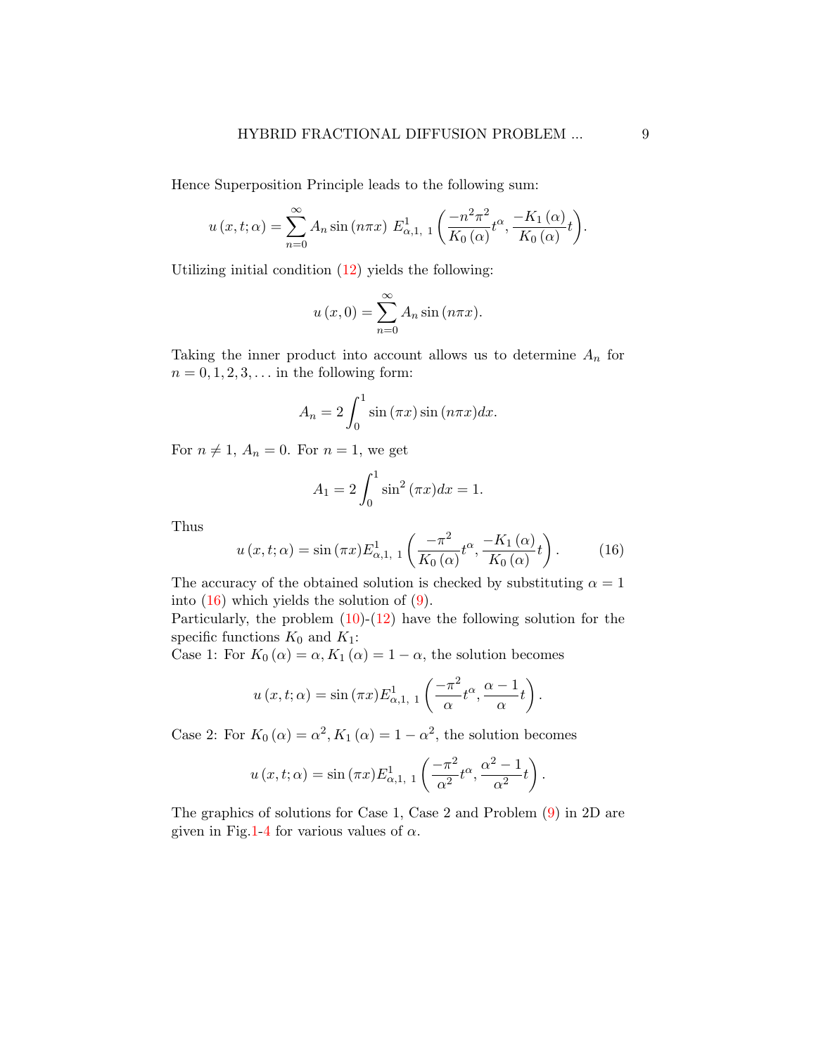Hence Superposition Principle leads to the following sum:

$$u\left(x,t;\alpha\right)=\sum_{n=0}^{\infty}A_n\sin\left(n\pi x\right)\ E^{1}_{\alpha,1,\ 1}\left(\frac{-n^2\pi^2}{K_0\left(\alpha\right)}t^{\alpha},\frac{-K_1\left(\alpha\right)}{K_0\left(\alpha\right)}t\right).$$

Utilizing initial condition (12) yields the following:

$$u\left(x,0\right)=\sum_{n=0}^{\infty}A_n\sin\left(n\pi x\right).$$

Taking the inner product into account allows us to determine $A_n$ for $n=0,1,2,3,\ldots$ in the following form:

$$A_n=2\int_0^1\sin\left(\pi x\right)\sin\left(n\pi x\right)dx.$$

For $n\neq 1$, $A_n=0$. For $n=1$, we get

$$A_1=2\int_0^1\sin^2\left(\pi x\right)dx=1.$$

Thus

$$u\left(x,t;\alpha\right)=\sin\left(\pi x\right)E^{1}_{\alpha,1,\ 1}\left(\frac{-\pi^2}{K_0\left(\alpha\right)}t^{\alpha},\frac{-K_1\left(\alpha\right)}{K_0\left(\alpha\right)}t\right).\tag{16}$$

The accuracy of the obtained solution is checked by substituting $\alpha=1$ into (16) which yields the solution of (9).

Particularly, the problem (10)-(12) have the following solution for the specific functions $K_0$ and $K_1$:

Case 1: For $K_0\left(\alpha\right)=\alpha, K_1\left(\alpha\right)=1-\alpha$, the solution becomes

$$u\left(x,t;\alpha\right)=\sin\left(\pi x\right)E^{1}_{\alpha,1,\ 1}\left(\frac{-\pi^2}{\alpha}t^{\alpha},\frac{\alpha-1}{\alpha}t\right).$$

Case 2: For $K_0\left(\alpha\right)=\alpha^2, K_1\left(\alpha\right)=1-\alpha^2$, the solution becomes

$$u\left(x,t;\alpha\right)=\sin\left(\pi x\right)E^{1}_{\alpha,1,\ 1}\left(\frac{-\pi^2}{\alpha^2}t^{\alpha},\frac{\alpha^2-1}{\alpha^2}t\right).$$

The graphics of solutions for Case 1, Case 2 and Problem (9) in 2D are given in Fig.1-4 for various values of $\alpha$.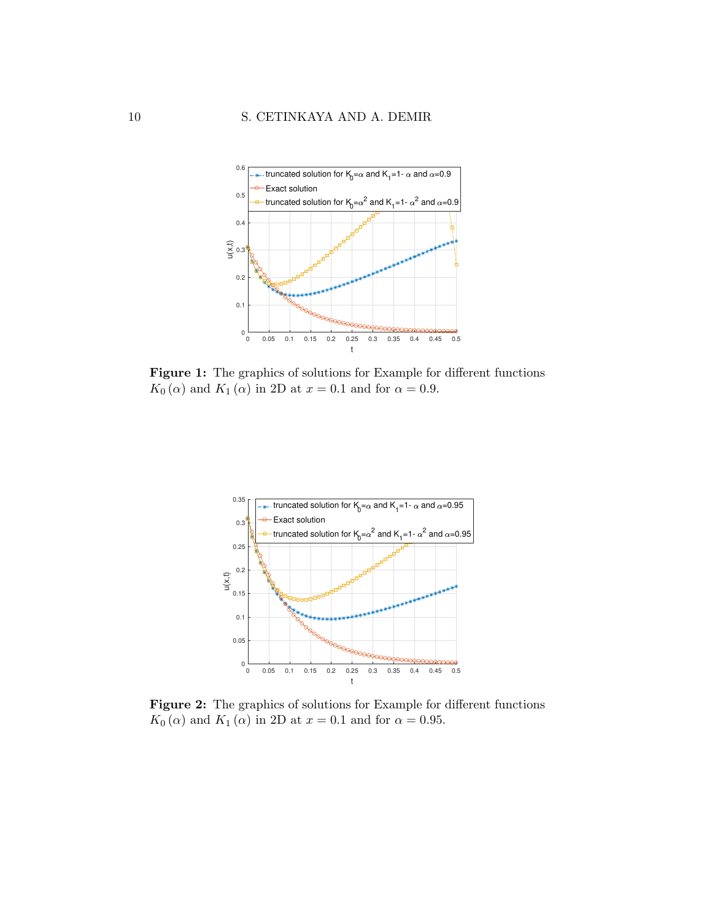**Figure 1:** The graphics of solutions for Example for different functions $K_0(\alpha)$ and $K_1(\alpha)$ in 2D at $x = 0.1$ and for $\alpha = 0.9$.

**Figure 2:** The graphics of solutions for Example for different functions $K_0(\alpha)$ and $K_1(\alpha)$ in 2D at $x = 0.1$ and for $\alpha = 0.95$.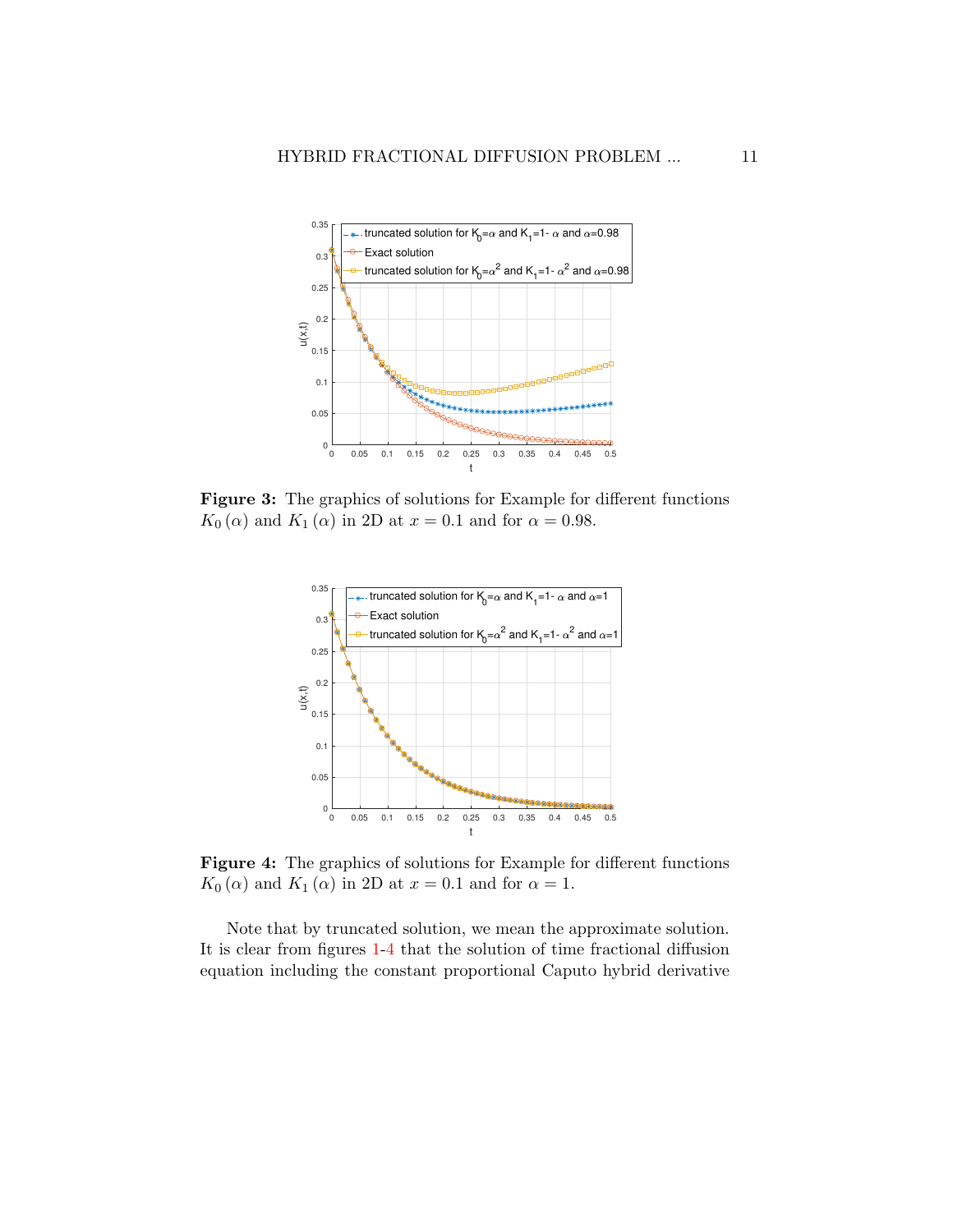**Figure 3:** The graphics of solutions for Example for different functions $K_0(\alpha)$ and $K_1(\alpha)$ in 2D at $x = 0.1$ and for $\alpha = 0.98$.

**Figure 4:** The graphics of solutions for Example for different functions $K_0(\alpha)$ and $K_1(\alpha)$ in 2D at $x = 0.1$ and for $\alpha = 1$.

Note that by truncated solution, we mean the approximate solution. It is clear from figures 1-4 that the solution of time fractional diffusion equation including the constant proportional Caputo hybrid derivative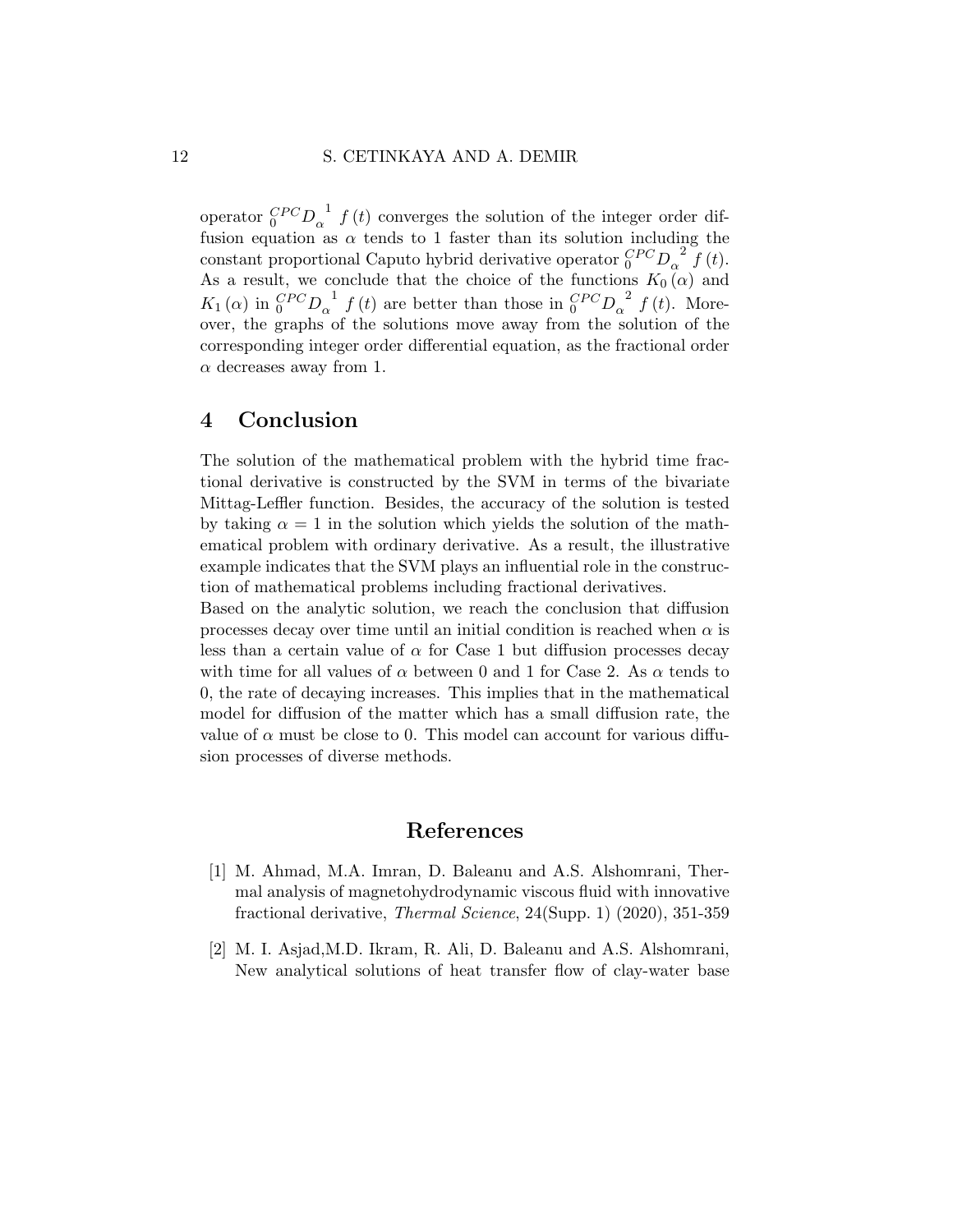operator ${}_{0}^{CPC}D_{\alpha}^{\ 1}\ f\left(t\right)$ converges the solution of the integer order diffusion equation as $\alpha$ tends to 1 faster than its solution including the constant proportional Caputo hybrid derivative operator ${}_{0}^{CPC}D_{\alpha}^{\ 2}\ f\left(t\right)$. As a result, we conclude that the choice of the functions $K_0\left(\alpha\right)$ and $K_1\left(\alpha\right)$ in ${}_{0}^{CPC}D_{\alpha}^{\ 1}\ f\left(t\right)$ are better than those in ${}_{0}^{CPC}D_{\alpha}^{\ 2}\ f\left(t\right)$. Moreover, the graphs of the solutions move away from the solution of the corresponding integer order differential equation, as the fractional order $\alpha$ decreases away from 1.

## 4 Conclusion

The solution of the mathematical problem with the hybrid time fractional derivative is constructed by the SVM in terms of the bivariate Mittag-Leffler function. Besides, the accuracy of the solution is tested by taking $\alpha = 1$ in the solution which yields the solution of the mathematical problem with ordinary derivative. As a result, the illustrative example indicates that the SVM plays an influential role in the construction of mathematical problems including fractional derivatives.
Based on the analytic solution, we reach the conclusion that diffusion processes decay over time until an initial condition is reached when $\alpha$ is less than a certain value of $\alpha$ for Case 1 but diffusion processes decay with time for all values of $\alpha$ between 0 and 1 for Case 2. As $\alpha$ tends to 0, the rate of decaying increases. This implies that in the mathematical model for diffusion of the matter which has a small diffusion rate, the value of $\alpha$ must be close to 0. This model can account for various diffusion processes of diverse methods.

## References

[1] M. Ahmad, M.A. Imran, D. Baleanu and A.S. Alshomrani, Thermal analysis of magnetohydrodynamic viscous fluid with innovative fractional derivative, *Thermal Science*, 24(Supp. 1) (2020), 351-359

[2] M. I. Asjad,M.D. Ikram, R. Ali, D. Baleanu and A.S. Alshomrani, New analytical solutions of heat transfer flow of clay-water base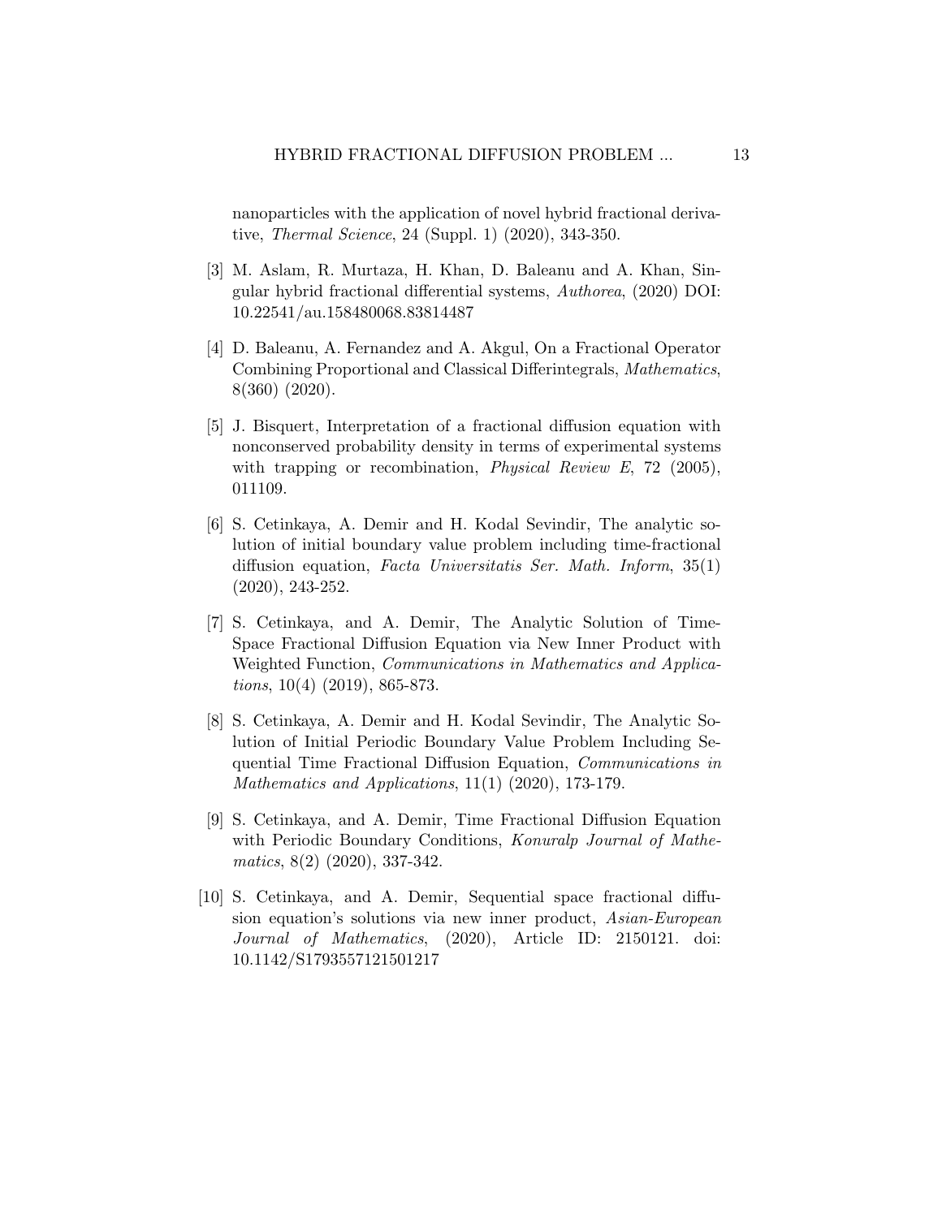nanoparticles with the application of novel hybrid fractional derivative, *Thermal Science*, 24 (Suppl. 1) (2020), 343-350.

[3] M. Aslam, R. Murtaza, H. Khan, D. Baleanu and A. Khan, Singular hybrid fractional differential systems, *Authorea*, (2020) DOI: 10.22541/au.158480068.83814487

[4] D. Baleanu, A. Fernandez and A. Akgul, On a Fractional Operator Combining Proportional and Classical Differintegrals, *Mathematics*, 8(360) (2020).

[5] J. Bisquert, Interpretation of a fractional diffusion equation with nonconserved probability density in terms of experimental systems with trapping or recombination, *Physical Review E*, 72 (2005), 011109.

[6] S. Cetinkaya, A. Demir and H. Kodal Sevindir, The analytic solution of initial boundary value problem including time-fractional diffusion equation, *Facta Universitatis Ser. Math. Inform*, 35(1) (2020), 243-252.

[7] S. Cetinkaya, and A. Demir, The Analytic Solution of Time-Space Fractional Diffusion Equation via New Inner Product with Weighted Function, *Communications in Mathematics and Applications*, 10(4) (2019), 865-873.

[8] S. Cetinkaya, A. Demir and H. Kodal Sevindir, The Analytic Solution of Initial Periodic Boundary Value Problem Including Sequential Time Fractional Diffusion Equation, *Communications in Mathematics and Applications*, 11(1) (2020), 173-179.

[9] S. Cetinkaya, and A. Demir, Time Fractional Diffusion Equation with Periodic Boundary Conditions, *Konuralp Journal of Mathematics*, 8(2) (2020), 337-342.

[10] S. Cetinkaya, and A. Demir, Sequential space fractional diffusion equation's solutions via new inner product, *Asian-European Journal of Mathematics*, (2020), Article ID: 2150121. doi: 10.1142/S1793557121501217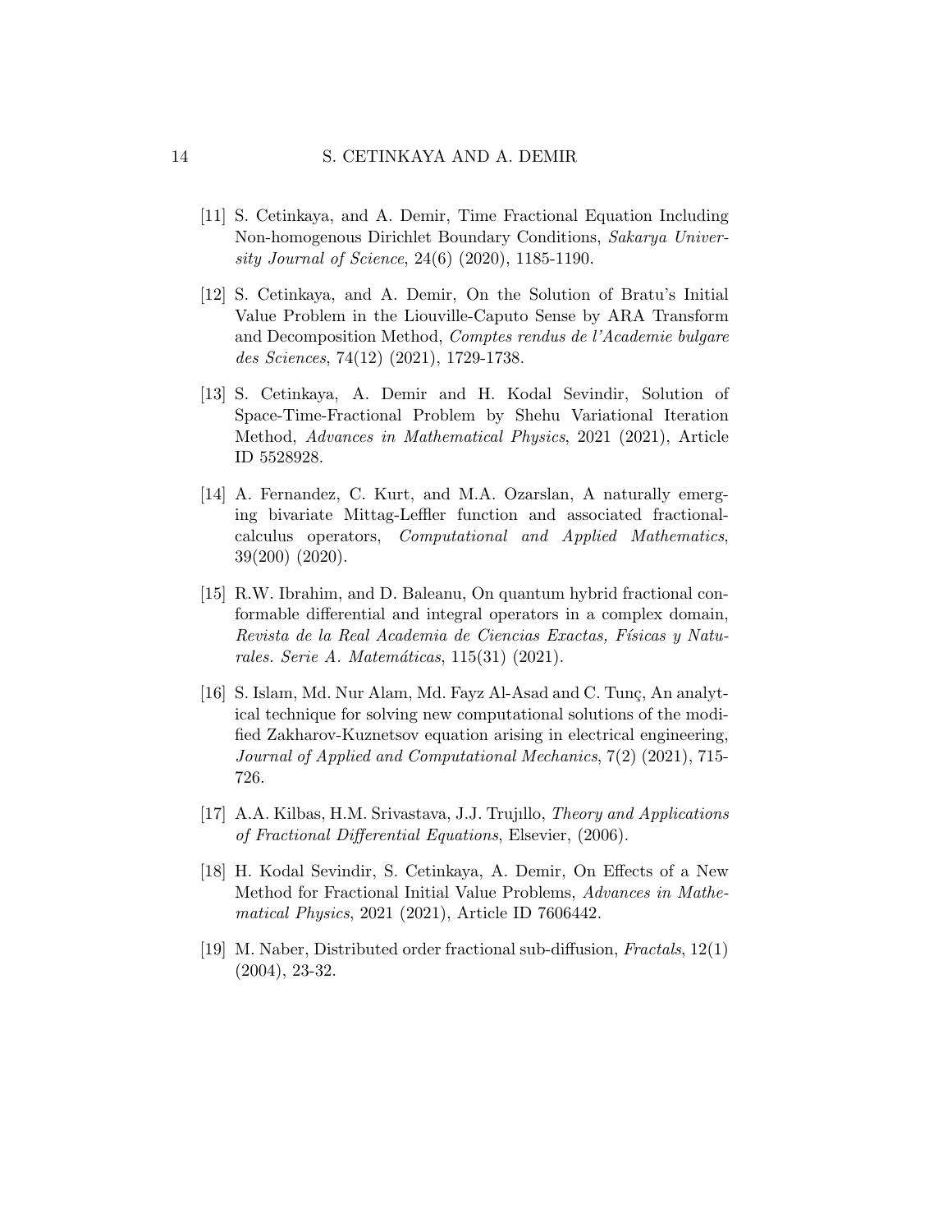[11] S. Cetinkaya, and A. Demir, Time Fractional Equation Including Non-homogenous Dirichlet Boundary Conditions, *Sakarya University Journal of Science*, 24(6) (2020), 1185-1190.

[12] S. Cetinkaya, and A. Demir, On the Solution of Bratu's Initial Value Problem in the Liouville-Caputo Sense by ARA Transform and Decomposition Method, *Comptes rendus de l'Academie bulgare des Sciences*, 74(12) (2021), 1729-1738.

[13] S. Cetinkaya, A. Demir and H. Kodal Sevindir, Solution of Space-Time-Fractional Problem by Shehu Variational Iteration Method, *Advances in Mathematical Physics*, 2021 (2021), Article ID 5528928.

[14] A. Fernandez, C. Kurt, and M.A. Ozarslan, A naturally emerging bivariate Mittag-Leffler function and associated fractional-calculus operators, *Computational and Applied Mathematics*, 39(200) (2020).

[15] R.W. Ibrahim, and D. Baleanu, On quantum hybrid fractional conformable differential and integral operators in a complex domain, *Revista de la Real Academia de Ciencias Exactas, Físicas y Naturales. Serie A. Matemáticas*, 115(31) (2021).

[16] S. Islam, Md. Nur Alam, Md. Fayz Al-Asad and C. Tunç, An analytical technique for solving new computational solutions of the modified Zakharov-Kuznetsov equation arising in electrical engineering, *Journal of Applied and Computational Mechanics*, 7(2) (2021), 715-726.

[17] A.A. Kilbas, H.M. Srivastava, J.J. Trujıllo, *Theory and Applications of Fractional Differential Equations*, Elsevier, (2006).

[18] H. Kodal Sevindir, S. Cetinkaya, A. Demir, On Effects of a New Method for Fractional Initial Value Problems, *Advances in Mathematical Physics*, 2021 (2021), Article ID 7606442.

[19] M. Naber, Distributed order fractional sub-diffusion, *Fractals*, 12(1) (2004), 23-32.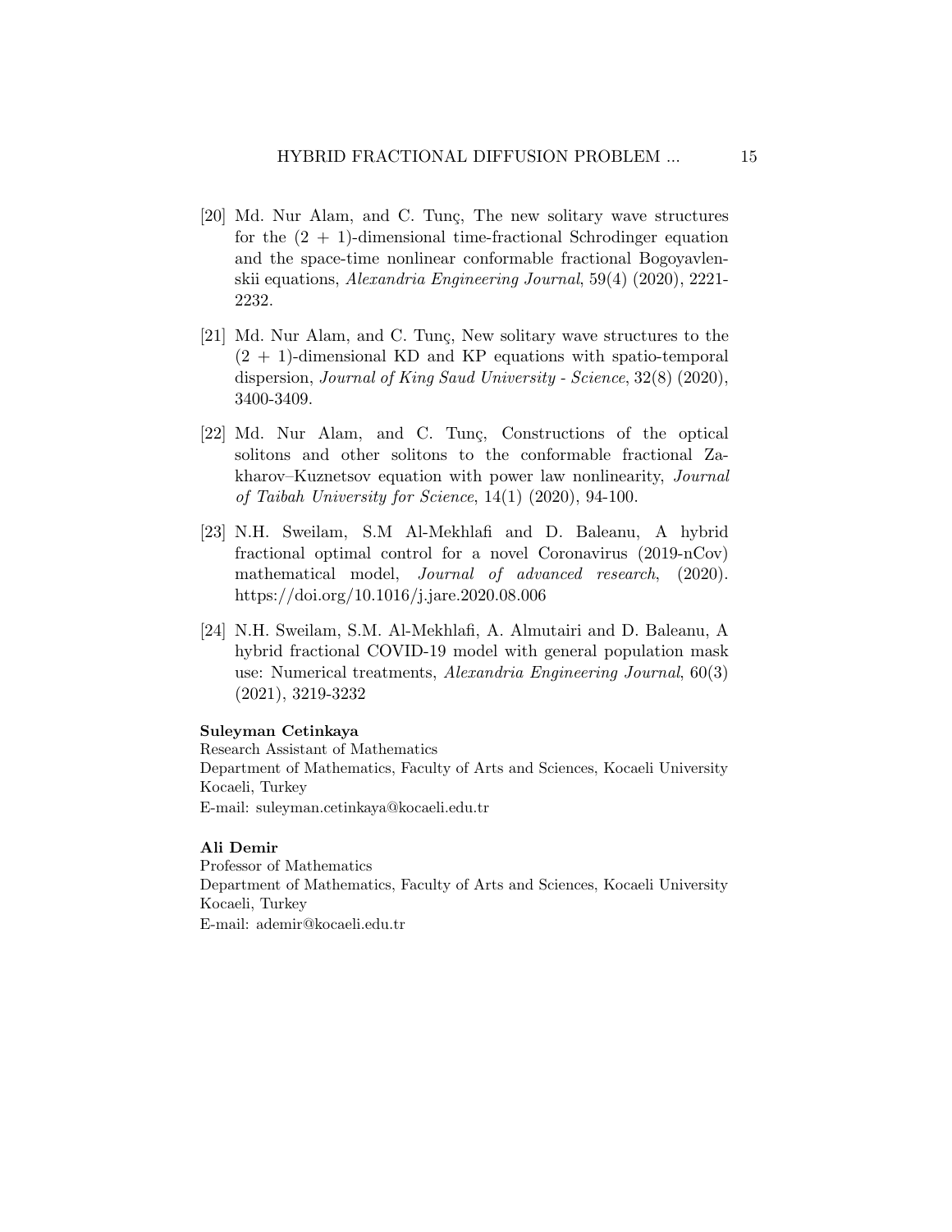[20] Md. Nur Alam, and C. Tunç, The new solitary wave structures for the (2 + 1)-dimensional time-fractional Schrodinger equation and the space-time nonlinear conformable fractional Bogoyavlenskii equations, *Alexandria Engineering Journal*, 59(4) (2020), 2221-2232.

[21] Md. Nur Alam, and C. Tunç, New solitary wave structures to the (2 + 1)-dimensional KD and KP equations with spatio-temporal dispersion, *Journal of King Saud University - Science*, 32(8) (2020), 3400-3409.

[22] Md. Nur Alam, and C. Tunç, Constructions of the optical solitons and other solitons to the conformable fractional Zakharov–Kuznetsov equation with power law nonlinearity, *Journal of Taibah University for Science*, 14(1) (2020), 94-100.

[23] N.H. Sweilam, S.M Al-Mekhlafi and D. Baleanu, A hybrid fractional optimal control for a novel Coronavirus (2019-nCov) mathematical model, *Journal of advanced research*, (2020). https://doi.org/10.1016/j.jare.2020.08.006

[24] N.H. Sweilam, S.M. Al-Mekhlafi, A. Almutairi and D. Baleanu, A hybrid fractional COVID-19 model with general population mask use: Numerical treatments, *Alexandria Engineering Journal*, 60(3) (2021), 3219-3232

**Suleyman Cetinkaya**
Research Assistant of Mathematics
Department of Mathematics, Faculty of Arts and Sciences, Kocaeli University
Kocaeli, Turkey
E-mail: suleyman.cetinkaya@kocaeli.edu.tr

**Ali Demir**
Professor of Mathematics
Department of Mathematics, Faculty of Arts and Sciences, Kocaeli University
Kocaeli, Turkey
E-mail: ademir@kocaeli.edu.tr